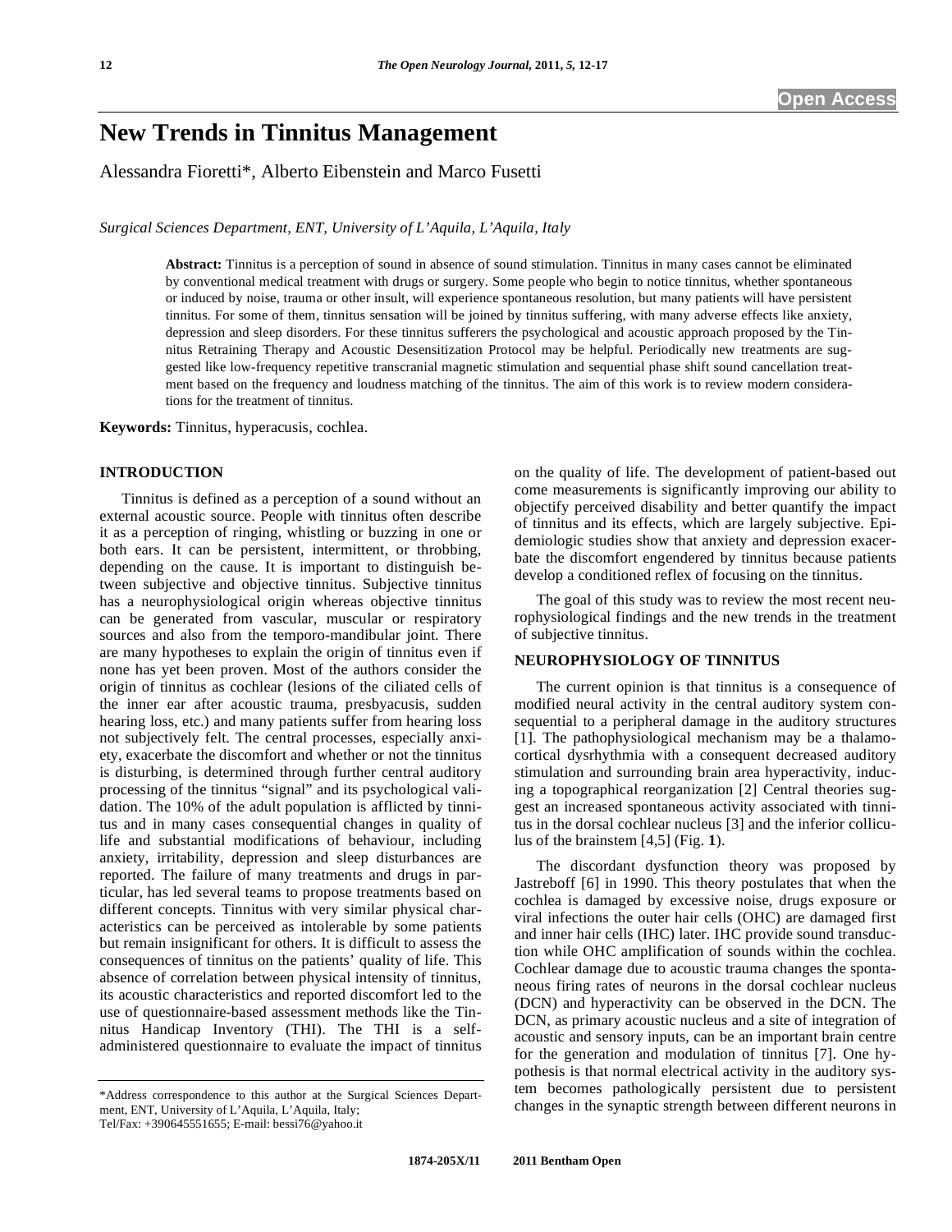# New Trends in Tinnitus Management

Alessandra Fioretti*, Alberto Eibenstein and Marco Fusetti

*Surgical Sciences Department, ENT, University of L'Aquila, L'Aquila, Italy*

**Abstract:** Tinnitus is a perception of sound in absence of sound stimulation. Tinnitus in many cases cannot be eliminated by conventional medical treatment with drugs or surgery. Some people who begin to notice tinnitus, whether spontaneous or induced by noise, trauma or other insult, will experience spontaneous resolution, but many patients will have persistent tinnitus. For some of them, tinnitus sensation will be joined by tinnitus suffering, with many adverse effects like anxiety, depression and sleep disorders. For these tinnitus sufferers the psychological and acoustic approach proposed by the Tinnitus Retraining Therapy and Acoustic Desensitization Protocol may be helpful. Periodically new treatments are suggested like low-frequency repetitive transcranial magnetic stimulation and sequential phase shift sound cancellation treatment based on the frequency and loudness matching of the tinnitus. The aim of this work is to review modern considerations for the treatment of tinnitus.

**Keywords:** Tinnitus, hyperacusis, cochlea.

## INTRODUCTION

Tinnitus is defined as a perception of a sound without an external acoustic source. People with tinnitus often describe it as a perception of ringing, whistling or buzzing in one or both ears. It can be persistent, intermittent, or throbbing, depending on the cause. It is important to distinguish between subjective and objective tinnitus. Subjective tinnitus has a neurophysiological origin whereas objective tinnitus can be generated from vascular, muscular or respiratory sources and also from the temporo-mandibular joint. There are many hypotheses to explain the origin of tinnitus even if none has yet been proven. Most of the authors consider the origin of tinnitus as cochlear (lesions of the ciliated cells of the inner ear after acoustic trauma, presbyacusis, sudden hearing loss, etc.) and many patients suffer from hearing loss not subjectively felt. The central processes, especially anxiety, exacerbate the discomfort and whether or not the tinnitus is disturbing, is determined through further central auditory processing of the tinnitus "signal" and its psychological validation. The 10% of the adult population is afflicted by tinnitus and in many cases consequential changes in quality of life and substantial modifications of behaviour, including anxiety, irritability, depression and sleep disturbances are reported. The failure of many treatments and drugs in particular, has led several teams to propose treatments based on different concepts. Tinnitus with very similar physical characteristics can be perceived as intolerable by some patients but remain insignificant for others. It is difficult to assess the consequences of tinnitus on the patients' quality of life. This absence of correlation between physical intensity of tinnitus, its acoustic characteristics and reported discomfort led to the use of questionnaire-based assessment methods like the Tinnitus Handicap Inventory (THI). The THI is a self-administered questionnaire to evaluate the impact of tinnitus on the quality of life. The development of patient-based out come measurements is significantly improving our ability to objectify perceived disability and better quantify the impact of tinnitus and its effects, which are largely subjective. Epidemiologic studies show that anxiety and depression exacerbate the discomfort engendered by tinnitus because patients develop a conditioned reflex of focusing on the tinnitus.

The goal of this study was to review the most recent neurophysiological findings and the new trends in the treatment of subjective tinnitus.

## NEUROPHYSIOLOGY OF TINNITUS

The current opinion is that tinnitus is a consequence of modified neural activity in the central auditory system consequential to a peripheral damage in the auditory structures [1]. The pathophysiological mechanism may be a thalamocortical dysrhythmia with a consequent decreased auditory stimulation and surrounding brain area hyperactivity, inducing a topographical reorganization [2] Central theories suggest an increased spontaneous activity associated with tinnitus in the dorsal cochlear nucleus [3] and the inferior colliculus of the brainstem [4,5] (Fig. **1**).

The discordant dysfunction theory was proposed by Jastreboff [6] in 1990. This theory postulates that when the cochlea is damaged by excessive noise, drugs exposure or viral infections the outer hair cells (OHC) are damaged first and inner hair cells (IHC) later. IHC provide sound transduction while OHC amplification of sounds within the cochlea. Cochlear damage due to acoustic trauma changes the spontaneous firing rates of neurons in the dorsal cochlear nucleus (DCN) and hyperactivity can be observed in the DCN. The DCN, as primary acoustic nucleus and a site of integration of acoustic and sensory inputs, can be an important brain centre for the generation and modulation of tinnitus [7]. One hypothesis is that normal electrical activity in the auditory system becomes pathologically persistent due to persistent changes in the synaptic strength between different neurons in

*Address correspondence to this author at the Surgical Sciences Department, ENT, University of L'Aquila, L'Aquila, Italy;
Tel/Fax: +390645551655; E-mail: bessi76@yahoo.it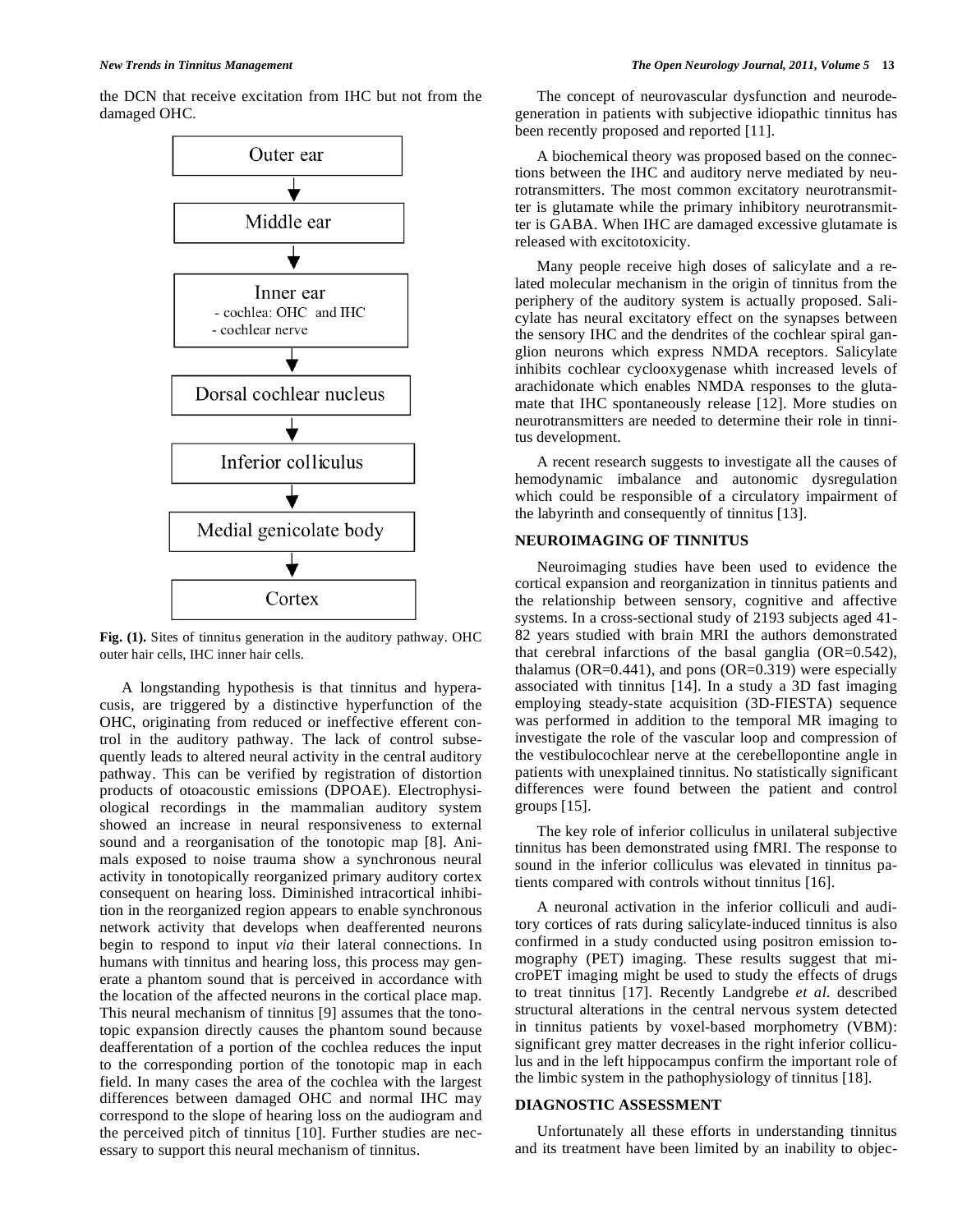the DCN that receive excitation from IHC but not from the damaged OHC.

Outer ear

Middle ear

Inner ear
- cochlea: OHC and IHC
- cochlear nerve

Dorsal cochlear nucleus

Inferior colliculus

Medial genicolate body

Cortex

**Fig. (1).** Sites of tinnitus generation in the auditory pathway. OHC outer hair cells, IHC inner hair cells.

A longstanding hypothesis is that tinnitus and hyperacusis, are triggered by a distinctive hyperfunction of the OHC, originating from reduced or ineffective efferent control in the auditory pathway. The lack of control subsequently leads to altered neural activity in the central auditory pathway. This can be verified by registration of distortion products of otoacoustic emissions (DPOAE). Electrophysiological recordings in the mammalian auditory system showed an increase in neural responsiveness to external sound and a reorganisation of the tonotopic map [8]. Animals exposed to noise trauma show a synchronous neural activity in tonotopically reorganized primary auditory cortex consequent on hearing loss. Diminished intracortical inhibition in the reorganized region appears to enable synchronous network activity that develops when deafferented neurons begin to respond to input *via* their lateral connections. In humans with tinnitus and hearing loss, this process may generate a phantom sound that is perceived in accordance with the location of the affected neurons in the cortical place map. This neural mechanism of tinnitus [9] assumes that the tonotopic expansion directly causes the phantom sound because deafferentation of a portion of the cochlea reduces the input to the corresponding portion of the tonotopic map in each field. In many cases the area of the cochlea with the largest differences between damaged OHC and normal IHC may correspond to the slope of hearing loss on the audiogram and the perceived pitch of tinnitus [10]. Further studies are necessary to support this neural mechanism of tinnitus.

The concept of neurovascular dysfunction and neurodegeneration in patients with subjective idiopathic tinnitus has been recently proposed and reported [11].

A biochemical theory was proposed based on the connections between the IHC and auditory nerve mediated by neurotransmitters. The most common excitatory neurotransmitter is glutamate while the primary inhibitory neurotransmitter is GABA. When IHC are damaged excessive glutamate is released with excitotoxicity.

Many people receive high doses of salicylate and a related molecular mechanism in the origin of tinnitus from the periphery of the auditory system is actually proposed. Salicylate has neural excitatory effect on the synapses between the sensory IHC and the dendrites of the cochlear spiral ganglion neurons which express NMDA receptors. Salicylate inhibits cochlear cyclooxygenase whith increased levels of arachidonate which enables NMDA responses to the glutamate that IHC spontaneously release [12]. More studies on neurotransmitters are needed to determine their role in tinnitus development.

A recent research suggests to investigate all the causes of hemodynamic imbalance and autonomic dysregulation which could be responsible of a circulatory impairment of the labyrinth and consequently of tinnitus [13].

## NEUROIMAGING OF TINNITUS

Neuroimaging studies have been used to evidence the cortical expansion and reorganization in tinnitus patients and the relationship between sensory, cognitive and affective systems. In a cross-sectional study of 2193 subjects aged 41-82 years studied with brain MRI the authors demonstrated that cerebral infarctions of the basal ganglia (OR=0.542), thalamus (OR=0.441), and pons (OR=0.319) were especially associated with tinnitus [14]. In a study a 3D fast imaging employing steady-state acquisition (3D-FIESTA) sequence was performed in addition to the temporal MR imaging to investigate the role of the vascular loop and compression of the vestibulocochlear nerve at the cerebellopontine angle in patients with unexplained tinnitus. No statistically significant differences were found between the patient and control groups [15].

The key role of inferior colliculus in unilateral subjective tinnitus has been demonstrated using fMRI. The response to sound in the inferior colliculus was elevated in tinnitus patients compared with controls without tinnitus [16].

A neuronal activation in the inferior colliculi and auditory cortices of rats during salicylate-induced tinnitus is also confirmed in a study conducted using positron emission tomography (PET) imaging. These results suggest that microPET imaging might be used to study the effects of drugs to treat tinnitus [17]. Recently Landgrebe *et al.* described structural alterations in the central nervous system detected in tinnitus patients by voxel-based morphometry (VBM): significant grey matter decreases in the right inferior colliculus and in the left hippocampus confirm the important role of the limbic system in the pathophysiology of tinnitus [18].

## DIAGNOSTIC ASSESSMENT

Unfortunately all these efforts in understanding tinnitus and its treatment have been limited by an inability to objec-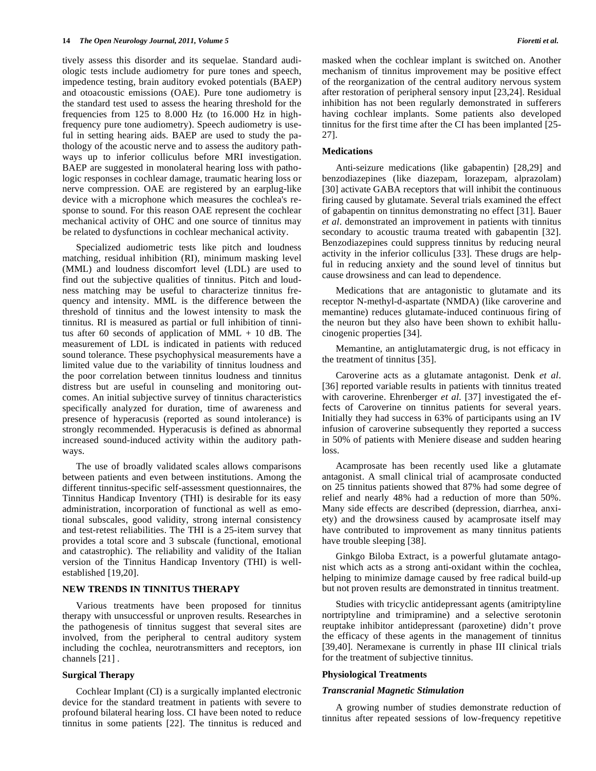tively assess this disorder and its sequelae. Standard audiologic tests include audiometry for pure tones and speech, impedence testing, brain auditory evoked potentials (BAEP) and otoacoustic emissions (OAE). Pure tone audiometry is the standard test used to assess the hearing threshold for the frequencies from 125 to 8.000 Hz (to 16.000 Hz in high-frequency pure tone audiometry). Speech audiometry is useful in setting hearing aids. BAEP are used to study the pathology of the acoustic nerve and to assess the auditory pathways up to inferior colliculus before MRI investigation. BAEP are suggested in monolateral hearing loss with pathologic responses in cochlear damage, traumatic hearing loss or nerve compression. OAE are registered by an earplug-like device with a microphone which measures the cochlea's response to sound. For this reason OAE represent the cochlear mechanical activity of OHC and one source of tinnitus may be related to dysfunctions in cochlear mechanical activity.

Specialized audiometric tests like pitch and loudness matching, residual inhibition (RI), minimum masking level (MML) and loudness discomfort level (LDL) are used to find out the subjective qualities of tinnitus. Pitch and loudness matching may be useful to characterize tinnitus frequency and intensity. MML is the difference between the threshold of tinnitus and the lowest intensity to mask the tinnitus. RI is measured as partial or full inhibition of tinnitus after 60 seconds of application of MML + 10 dB. The measurement of LDL is indicated in patients with reduced sound tolerance. These psychophysical measurements have a limited value due to the variability of tinnitus loudness and the poor correlation between tinnitus loudness and tinnitus distress but are useful in counseling and monitoring outcomes. An initial subjective survey of tinnitus characteristics specifically analyzed for duration, time of awareness and presence of hyperacusis (reported as sound intolerance) is strongly recommended. Hyperacusis is defined as abnormal increased sound-induced activity within the auditory pathways.

The use of broadly validated scales allows comparisons between patients and even between institutions. Among the different tinnitus-specific self-assessment questionnaires, the Tinnitus Handicap Inventory (THI) is desirable for its easy administration, incorporation of functional as well as emotional subscales, good validity, strong internal consistency and test-retest reliabilities. The THI is a 25-item survey that provides a total score and 3 subscale (functional, emotional and catastrophic). The reliability and validity of the Italian version of the Tinnitus Handicap Inventory (THI) is well-established [19,20].

## NEW TRENDS IN TINNITUS THERAPY

Various treatments have been proposed for tinnitus therapy with unsuccessful or unproven results. Researches in the pathogenesis of tinnitus suggest that several sites are involved, from the peripheral to central auditory system including the cochlea, neurotransmitters and receptors, ion channels [21] .

### Surgical Therapy

Cochlear Implant (CI) is a surgically implanted electronic device for the standard treatment in patients with severe to profound bilateral hearing loss. CI have been noted to reduce tinnitus in some patients [22]. The tinnitus is reduced and masked when the cochlear implant is switched on. Another mechanism of tinnitus improvement may be positive effect of the reorganization of the central auditory nervous system after restoration of peripheral sensory input [23,24]. Residual inhibition has not been regularly demonstrated in sufferers having cochlear implants. Some patients also developed tinnitus for the first time after the CI has been implanted [25-27].

### Medications

Anti-seizure medications (like gabapentin) [28,29] and benzodiazepines (like diazepam, lorazepam, alprazolam) [30] activate GABA receptors that will inhibit the continuous firing caused by glutamate. Several trials examined the effect of gabapentin on tinnitus demonstrating no effect [31]. Bauer *et al*. demonstrated an improvement in patients with tinnitus secondary to acoustic trauma treated with gabapentin [32]. Benzodiazepines could suppress tinnitus by reducing neural activity in the inferior colliculus [33]. These drugs are helpful in reducing anxiety and the sound level of tinnitus but cause drowsiness and can lead to dependence.

Medications that are antagonistic to glutamate and its receptor N-methyl-d-aspartate (NMDA) (like caroverine and memantine) reduces glutamate-induced continuous firing of the neuron but they also have been shown to exhibit hallucinogenic properties [34].

Memantine, an antiglutamatergic drug, is not efficacy in the treatment of tinnitus [35].

Caroverine acts as a glutamate antagonist. Denk *et al*. [36] reported variable results in patients with tinnitus treated with caroverine. Ehrenberger *et al*. [37] investigated the effects of Caroverine on tinnitus patients for several years. Initially they had success in 63% of participants using an IV infusion of caroverine subsequently they reported a success in 50% of patients with Meniere disease and sudden hearing loss.

Acamprosate has been recently used like a glutamate antagonist. A small clinical trial of acamprosate conducted on 25 tinnitus patients showed that 87% had some degree of relief and nearly 48% had a reduction of more than 50%. Many side effects are described (depression, diarrhea, anxiety) and the drowsiness caused by acamprosate itself may have contributed to improvement as many tinnitus patients have trouble sleeping [38].

Ginkgo Biloba Extract, is a powerful glutamate antagonist which acts as a strong anti-oxidant within the cochlea, helping to minimize damage caused by free radical build-up but not proven results are demonstrated in tinnitus treatment.

Studies with tricyclic antidepressant agents (amitriptyline nortriptyline and trimipramine) and a selective serotonin reuptake inhibitor antidepressant (paroxetine) didn't prove the efficacy of these agents in the management of tinnitus [39,40]. Neramexane is currently in phase III clinical trials for the treatment of subjective tinnitus.

### Physiological Treatments

#### *Transcranial Magnetic Stimulation*

A growing number of studies demonstrate reduction of tinnitus after repeated sessions of low-frequency repetitive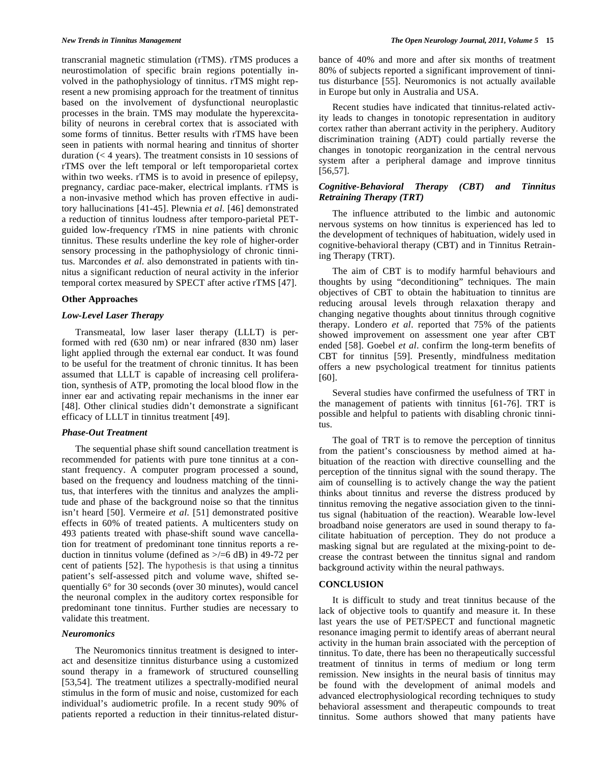transcranial magnetic stimulation (rTMS). rTMS produces a neurostimolation of specific brain regions potentially involved in the pathophysiology of tinnitus. rTMS might represent a new promising approach for the treatment of tinnitus based on the involvement of dysfunctional neuroplastic processes in the brain. TMS may modulate the hyperexcitability of neurons in cerebral cortex that is associated with some forms of tinnitus. Better results with rTMS have been seen in patients with normal hearing and tinnitus of shorter duration (< 4 years). The treatment consists in 10 sessions of rTMS over the left temporal or left temporoparietal cortex within two weeks. rTMS is to avoid in presence of epilepsy, pregnancy, cardiac pace-maker, electrical implants. rTMS is a non-invasive method which has proven effective in auditory hallucinations [41-45]. Plewnia *et al.* [46] demonstrated a reduction of tinnitus loudness after temporo-parietal PET-guided low-frequency rTMS in nine patients with chronic tinnitus. These results underline the key role of higher-order sensory processing in the pathophysiology of chronic tinnitus. Marcondes *et al.* also demonstrated in patients with tinnitus a significant reduction of neural activity in the inferior temporal cortex measured by SPECT after active rTMS [47].

### Other Approaches

#### *Low-Level Laser Therapy*

Transmeatal, low laser laser therapy (LLLT) is performed with red (630 nm) or near infrared (830 nm) laser light applied through the external ear conduct. It was found to be useful for the treatment of chronic tinnitus. It has been assumed that LLLT is capable of increasing cell proliferation, synthesis of ATP, promoting the local blood flow in the inner ear and activating repair mechanisms in the inner ear [48]. Other clinical studies didn't demonstrate a significant efficacy of LLLT in tinnitus treatment [49].

#### *Phase-Out Treatment*

The sequential phase shift sound cancellation treatment is recommended for patients with pure tone tinnitus at a constant frequency. A computer program processed a sound, based on the frequency and loudness matching of the tinnitus, that interferes with the tinnitus and analyzes the amplitude and phase of the background noise so that the tinnitus isn't heard [50]. Vermeire *et al.* [51] demonstrated positive effects in 60% of treated patients. A multicenters study on 493 patients treated with phase-shift sound wave cancellation for treatment of predominant tone tinnitus reports a reduction in tinnitus volume (defined as >/=6 dB) in 49-72 per cent of patients [52]. The hypothesis is that using a tinnitus patient's self-assessed pitch and volume wave, shifted sequentially 6° for 30 seconds (over 30 minutes), would cancel the neuronal complex in the auditory cortex responsible for predominant tone tinnitus. Further studies are necessary to validate this treatment.

#### *Neuromonics*

The Neuromonics tinnitus treatment is designed to interact and desensitize tinnitus disturbance using a customized sound therapy in a framework of structured counselling [53,54]. The treatment utilizes a spectrally-modified neural stimulus in the form of music and noise, customized for each individual's audiometric profile. In a recent study 90% of patients reported a reduction in their tinnitus-related disturbance of 40% and more and after six months of treatment 80% of subjects reported a significant improvement of tinnitus disturbance [55]. Neuromonics is not actually available in Europe but only in Australia and USA.

Recent studies have indicated that tinnitus-related activity leads to changes in tonotopic representation in auditory cortex rather than aberrant activity in the periphery. Auditory discrimination training (ADT) could partially reverse the changes in tonotopic reorganization in the central nervous system after a peripheral damage and improve tinnitus [56,57].

#### *Cognitive-Behavioral Therapy (CBT) and Tinnitus Retraining Therapy (TRT)*

The influence attributed to the limbic and autonomic nervous systems on how tinnitus is experienced has led to the development of techniques of habituation, widely used in cognitive-behavioral therapy (CBT) and in Tinnitus Retraining Therapy (TRT).

The aim of CBT is to modify harmful behaviours and thoughts by using "deconditioning" techniques. The main objectives of CBT to obtain the habituation to tinnitus are reducing arousal levels through relaxation therapy and changing negative thoughts about tinnitus through cognitive therapy. Londero *et al*. reported that 75% of the patients showed improvement on assessment one year after CBT ended [58]. Goebel *et al*. confirm the long-term benefits of CBT for tinnitus [59]. Presently, mindfulness meditation offers a new psychological treatment for tinnitus patients [60].

Several studies have confirmed the usefulness of TRT in the management of patients with tinnitus [61-76]. TRT is possible and helpful to patients with disabling chronic tinnitus.

The goal of TRT is to remove the perception of tinnitus from the patient's consciousness by method aimed at habituation of the reaction with directive counselling and the perception of the tinnitus signal with the sound therapy. The aim of counselling is to actively change the way the patient thinks about tinnitus and reverse the distress produced by tinnitus removing the negative association given to the tinnitus signal (habituation of the reaction). Wearable low-level broadband noise generators are used in sound therapy to facilitate habituation of perception. They do not produce a masking signal but are regulated at the mixing-point to decrease the contrast between the tinnitus signal and random background activity within the neural pathways.

## CONCLUSION

It is difficult to study and treat tinnitus because of the lack of objective tools to quantify and measure it. In these last years the use of PET/SPECT and functional magnetic resonance imaging permit to identify areas of aberrant neural activity in the human brain associated with the perception of tinnitus. To date, there has been no therapeutically successful treatment of tinnitus in terms of medium or long term remission. New insights in the neural basis of tinnitus may be found with the development of animal models and advanced electrophysiological recording techniques to study behavioral assessment and therapeutic compounds to treat tinnitus. Some authors showed that many patients have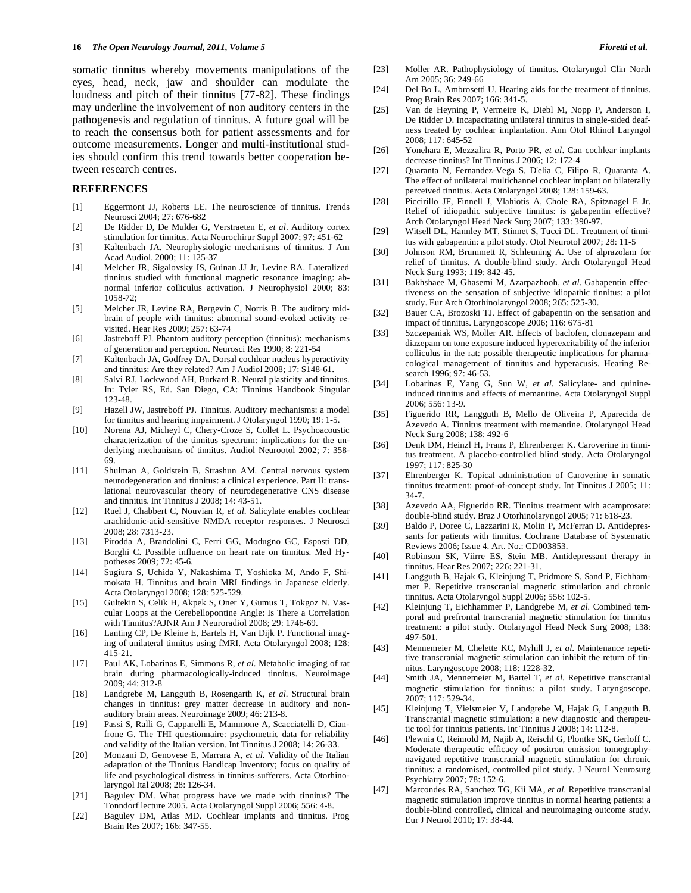somatic tinnitus whereby movements manipulations of the eyes, head, neck, jaw and shoulder can modulate the loudness and pitch of their tinnitus [77-82]. These findings may underline the involvement of non auditory centers in the pathogenesis and regulation of tinnitus. A future goal will be to reach the consensus both for patient assessments and for outcome measurements. Longer and multi-institutional studies should confirm this trend towards better cooperation between research centres.

## REFERENCES

[1] Eggermont JJ, Roberts LE. The neuroscience of tinnitus. Trends Neurosci 2004; 27: 676-682

[2] De Ridder D, De Mulder G, Verstraeten E, *et al*. Auditory cortex stimulation for tinnitus. Acta Neurochirur Suppl 2007; 97: 451-62

[3] Kaltenbach JA. Neurophysiologic mechanisms of tinnitus. J Am Acad Audiol. 2000; 11: 125-37

[4] Melcher JR, Sigalovsky IS, Guinan JJ Jr, Levine RA. Lateralized tinnitus studied with functional magnetic resonance imaging: abnormal inferior colliculus activation. J Neurophysiol 2000; 83: 1058-72;

[5] Melcher JR, Levine RA, Bergevin C, Norris B. The auditory midbrain of people with tinnitus: abnormal sound-evoked activity revisited. Hear Res 2009; 257: 63-74

[6] Jastreboff PJ. Phantom auditory perception (tinnitus): mechanisms of generation and perception. Neurosci Res 1990; 8: 221-54

[7] Kaltenbach JA, Godfrey DA. Dorsal cochlear nucleus hyperactivity and tinnitus: Are they related? Am J Audiol 2008; 17: S148-61.

[8] Salvi RJ, Lockwood AH, Burkard R. Neural plasticity and tinnitus. In: Tyler RS, Ed. San Diego, CA: Tinnitus Handbook Singular 123-48.

[9] Hazell JW, Jastreboff PJ. Tinnitus. Auditory mechanisms: a model for tinnitus and hearing impairment. J Otolaryngol 1990; 19: 1-5.

[10] Norena AJ, Micheyl C, Chery-Croze S, Collet L. Psychoacoustic characterization of the tinnitus spectrum: implications for the underlying mechanisms of tinnitus. Audiol Neurootol 2002; 7: 358-69.

[11] Shulman A, Goldstein B, Strashun AM. Central nervous system neurodegeneration and tinnitus: a clinical experience. Part II: translational neurovascular theory of neurodegenerative CNS disease and tinnitus. Int Tinnitus J 2008; 14: 43-51.

[12] Ruel J, Chabbert C, Nouvian R, *et al*. Salicylate enables cochlear arachidonic-acid-sensitive NMDA receptor responses. J Neurosci 2008; 28: 7313-23.

[13] Pirodda A, Brandolini C, Ferri GG, Modugno GC, Esposti DD, Borghi C. Possible influence on heart rate on tinnitus. Med Hypotheses 2009; 72: 45-6.

[14] Sugiura S, Uchida Y, Nakashima T, Yoshioka M, Ando F, Shimokata H. Tinnitus and brain MRI findings in Japanese elderly. Acta Otolaryngol 2008; 128: 525-529.

[15] Gultekin S, Celik H, Akpek S, Oner Y, Gumus T, Tokgoz N. Vascular Loops at the Cerebellopontine Angle: Is There a Correlation with Tinnitus?AJNR Am J Neuroradiol 2008; 29: 1746-69.

[16] Lanting CP, De Kleine E, Bartels H, Van Dijk P. Functional imaging of unilateral tinnitus using fMRI. Acta Otolaryngol 2008; 128: 415-21.

[17] Paul AK, Lobarinas E, Simmons R, *et al.* Metabolic imaging of rat brain during pharmacologically-induced tinnitus. Neuroimage 2009; 44: 312-8

[18] Landgrebe M, Langguth B, Rosengarth K, *et al.* Structural brain changes in tinnitus: grey matter decrease in auditory and non-auditory brain areas. Neuroimage 2009; 46: 213-8.

[19] Passi S, Ralli G, Capparelli E, Mammone A, Scacciatelli D, Cianfrone G. The THI questionnaire: psychometric data for reliability and validity of the Italian version. Int Tinnitus J 2008; 14: 26-33.

[20] Monzani D, Genovese E, Marrara A, *et al*. Validity of the Italian adaptation of the Tinnitus Handicap Inventory; focus on quality of life and psychological distress in tinnitus-sufferers. Acta Otorhinolaryngol Ital 2008; 28: 126-34.

[21] Baguley DM. What progress have we made with tinnitus? The Tonndorf lecture 2005. Acta Otolaryngol Suppl 2006; 556: 4-8.

[22] Baguley DM, Atlas MD. Cochlear implants and tinnitus. Prog Brain Res 2007; 166: 347-55.

[23] Moller AR. Pathophysiology of tinnitus. Otolaryngol Clin North Am 2005; 36: 249-66

[24] Del Bo L, Ambrosetti U. Hearing aids for the treatment of tinnitus. Prog Brain Res 2007; 166: 341-5.

[25] Van de Heyning P, Vermeire K, Diebl M, Nopp P, Anderson I, De Ridder D. Incapacitating unilateral tinnitus in single-sided deafness treated by cochlear implantation. Ann Otol Rhinol Laryngol 2008; 117: 645-52

[26] Yonehara E, Mezzalira R, Porto PR, *et al*. Can cochlear implants decrease tinnitus? Int Tinnitus J 2006; 12: 172-4

[27] Quaranta N, Fernandez-Vega S, D'elia C, Filipo R, Quaranta A. The effect of unilateral multichannel cochlear implant on bilaterally perceived tinnitus. Acta Otolaryngol 2008; 128: 159-63.

[28] Piccirillo JF, Finnell J, Vlahiotis A, Chole RA, Spitznagel E Jr. Relief of idiopathic subjective tinnitus: is gabapentin effective? Arch Otolaryngol Head Neck Surg 2007; 133: 390-97.

[29] Witsell DL, Hannley MT, Stinnet S, Tucci DL. Treatment of tinnitus with gabapentin: a pilot study. Otol Neurotol 2007; 28: 11-5

[30] Johnson RM, Brummett R, Schleuning A. Use of alprazolam for relief of tinnitus. A double-blind study. Arch Otolaryngol Head Neck Surg 1993; 119: 842-45.

[31] Bakhshaee M, Ghasemi M, Azarpazhooh, *et al.* Gabapentin effectiveness on the sensation of subjective idiopathic tinnitus: a pilot study. Eur Arch Otorhinolaryngol 2008; 265: 525-30.

[32] Bauer CA, Brozoski TJ. Effect of gabapentin on the sensation and impact of tinnitus. Laryngoscope 2006; 116: 675-81

[33] Szczepaniak WS, Moller AR. Effects of baclofen, clonazepam and diazepam on tone exposure induced hyperexcitability of the inferior colliculus in the rat: possible therapeutic implications for pharmacological management of tinnitus and hyperacusis. Hearing Research 1996; 97: 46-53.

[34] Lobarinas E, Yang G, Sun W, *et al.* Salicylate- and quinine-induced tinnitus and effects of memantine. Acta Otolaryngol Suppl 2006; 556: 13-9.

[35] Figuerido RR, Langguth B, Mello de Oliveira P, Aparecida de Azevedo A. Tinnitus treatment with memantine. Otolaryngol Head Neck Surg 2008; 138: 492-6

[36] Denk DM, Heinzl H, Franz P, Ehrenberger K. Caroverine in tinnitus treatment. A placebo-controlled blind study. Acta Otolaryngol 1997; 117: 825-30

[37] Ehrenberger K. Topical administration of Caroverine in somatic tinnitus treatment: proof-of-concept study. Int Tinnitus J 2005; 11: 34-7.

[38] Azevedo AA, Figuerido RR. Tinnitus treatment with acamprosate: double-blind study. Braz J Otorhinolaryngol 2005; 71: 618-23.

[39] Baldo P, Doree C, Lazzarini R, Molin P, McFerran D. Antidepressants for patients with tinnitus. Cochrane Database of Systematic Reviews 2006; Issue 4. Art. No.: CD003853.

[40] Robinson SK, Viirre ES, Stein MB. Antidepressant therapy in tinnitus. Hear Res 2007; 226: 221-31.

[41] Langguth B, Hajak G, Kleinjung T, Pridmore S, Sand P, Eichhammer P. Repetitive transcranial magnetic stimulation and chronic tinnitus. Acta Otolaryngol Suppl 2006; 556: 102-5.

[42] Kleinjung T, Eichhammer P, Landgrebe M, *et al.* Combined temporal and prefrontal transcranial magnetic stimulation for tinnitus treatment: a pilot study. Otolaryngol Head Neck Surg 2008; 138: 497-501.

[43] Mennemeier M, Chelette KC, Myhill J, *et al.* Maintenance repetitive transcranial magnetic stimulation can inhibit the return of tinnitus. Laryngoscope 2008; 118: 1228-32.

[44] Smith JA, Mennemeier M, Bartel T, *et al.* Repetitive transcranial magnetic stimulation for tinnitus: a pilot study. Laryngoscope. 2007; 117: 529-34.

[45] Kleinjung T, Vielsmeier V, Landgrebe M, Hajak G, Langguth B. Transcranial magnetic stimulation: a new diagnostic and therapeutic tool for tinnitus patients. Int Tinnitus J 2008; 14: 112-8.

[46] Plewnia C, Reimold M, Najib A, Reischl G, Plontke SK, Gerloff C. Moderate therapeutic efficacy of positron emission tomography-navigated repetitive transcranial magnetic stimulation for chronic tinnitus: a randomised, controlled pilot study. J Neurol Neurosurg Psychiatry 2007; 78: 152-6.

[47] Marcondes RA, Sanchez TG, Kii MA, *et al.* Repetitive transcranial magnetic stimulation improve tinnitus in normal hearing patients: a double-blind controlled, clinical and neuroimaging outcome study. Eur J Neurol 2010; 17: 38-44.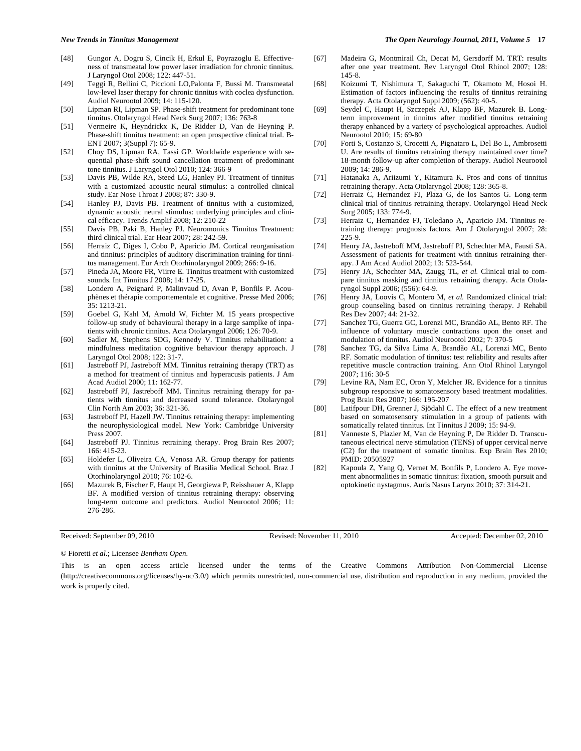[48] Gungor A, Dogru S, Cincik H, Erkul E, Poyrazoglu E. Effectiveness of transmeatal low power laser irradiation for chronic tinnitus. J Laryngol Otol 2008; 122: 447-51.

[49] Teggi R, Bellini C, Piccioni LO,Palonta F, Bussi M. Transmeatal low-level laser therapy for chronic tinnitus with coclea dysfunction. Audiol Neurootol 2009; 14: 115-120.

[50] Lipman RI, Lipman SP. Phase-shift treatment for predominant tone tinnitus. Otolaryngol Head Neck Surg 2007; 136: 763-8

[51] Vermeire K, Heyndrickx K, De Ridder D, Van de Heyning P. Phase-shift tinnitus treatment: an open prospective clinical trial. B-ENT 2007; 3(Suppl 7): 65-9.

[52] Choy DS, Lipman RA, Tassi GP. Worldwide experience with sequential phase-shift sound cancellation treatment of predominant tone tinnitus. J Laryngol Otol 2010; 124: 366-9

[53] Davis PB, Wilde RA, Steed LG, Hanley PJ. Treatment of tinnitus with a customized acoustic neural stimulus: a controlled clinical study. Ear Nose Throat J 2008; 87: 330-9.

[54] Hanley PJ, Davis PB. Treatment of tinnitus with a customized, dynamic acoustic neural stimulus: underlying principles and clinical efficacy. Trends Amplif 2008; 12: 210-22

[55] Davis PB, Paki B, Hanley PJ. Neuromonics Tinnitus Treatment: third clinical trial. Ear Hear 2007; 28: 242-59.

[56] Herraiz C, Diges I, Cobo P, Aparicio JM. Cortical reorganisation and tinnitus: principles of auditory discrimination training for tinnitus management. Eur Arch Otorhinolaryngol 2009; 266: 9-16.

[57] Pineda JA, Moore FR, Viirre E. Tinnitus treatment with customized sounds. Int Tinnitus J 2008; 14: 17-25.

[58] Londero A, Peignard P, Malinvaud D, Avan P, Bonfils P. Acouphènes et thérapie comportementale et cognitive. Presse Med 2006; 35: 1213-21.

[59] Goebel G, Kahl M, Arnold W, Fichter M. 15 years prospective follow-up study of behavioural therapy in a large samplke of inpatients with chronic tinnitus. Acta Otolaryngol 2006; 126: 70-9.

[60] Sadler M, Stephens SDG, Kennedy V. Tinnitus rehabilitation: a mindfulness meditation cognitive behaviour therapy approach. J Laryngol Otol 2008; 122: 31-7.

[61] Jastreboff PJ, Jastreboff MM. Tinnitus retraining therapy (TRT) as a method for treatment of tinnitus and hyperacusis patients. J Am Acad Audiol 2000; 11: 162-77.

[62] Jastreboff PJ, Jastreboff MM. Tinnitus retraining therapy for patients with tinnitus and decreased sound tolerance. Otolaryngol Clin North Am 2003; 36: 321-36.

[63] Jastreboff PJ, Hazell JW. Tinnitus retraining therapy: implementing the neurophysiological model. New York: Cambridge University Press 2007.

[64] Jastreboff PJ. Tinnitus retraining therapy. Prog Brain Res 2007; 166: 415-23.

[65] Holdefer L, Oliveira CA, Venosa AR. Group therapy for patients with tinnitus at the University of Brasilia Medical School. Braz J Otorhinolaryngol 2010; 76: 102-6.

[66] Mazurek B, Fischer F, Haupt H, Georgiewa P, Reisshauer A, Klapp BF. A modified version of tinnitus retraining therapy: observing long-term outcome and predictors. Audiol Neurootol 2006; 11: 276-286.

[67] Madeira G, Montmirail Ch, Decat M, Gersdorff M. TRT: results after one year treatment. Rev Laryngol Otol Rhinol 2007; 128: 145-8.

[68] Koizumi T, Nishimura T, Sakaguchi T, Okamoto M, Hosoi H. Estimation of factors influencing the results of tinnitus retraining therapy. Acta Otolaryngol Suppl 2009; (562): 40-5.

[69] Seydel C, Haupt H, Szczepek AJ, Klapp BF, Mazurek B. Long-term improvement in tinnitus after modified tinnitus retraining therapy enhanced by a variety of psychological approaches. Audiol Neurootol 2010; 15: 69-80

[70] Forti S, Costanzo S, Crocetti A, Pignataro L, Del Bo L, Ambrosetti U. Are results of tinnitus retraining therapy maintained over time? 18-month follow-up after completion of therapy. Audiol Neurootol 2009; 14: 286-9.

[71] Hatanaka A, Ariizumi Y, Kitamura K. Pros and cons of tinnitus retraining therapy. Acta Otolaryngol 2008; 128: 365-8.

[72] Herraiz C, Hernandez FJ, Plaza G, de los Santos G. Long-term clinical trial of tinnitus retraining therapy. Otolaryngol Head Neck Surg 2005; 133: 774-9.

[73] Herraiz C, Hernandez FJ, Toledano A, Aparicio JM. Tinnitus retraining therapy: prognosis factors. Am J Otolaryngol 2007; 28: 225-9.

[74] Henry JA, Jastreboff MM, Jastreboff PJ, Schechter MA, Fausti SA. Assessment of patients for treatment with tinnitus retraining therapy. J Am Acad Audiol 2002; 13: 523-544.

[75] Henry JA, Schechter MA, Zaugg TL, *et al.* Clinical trial to compare tinnitus masking and tinnitus retraining therapy. Acta Otolaryngol Suppl 2006; (556): 64-9.

[76] Henry JA, Loovis C, Montero M, *et al.* Randomized clinical trial: group counseling based on tinnitus retraining therapy. J Rehabil Res Dev 2007; 44: 21-32.

[77] Sanchez TG, Guerra GC, Lorenzi MC, Brandão AL, Bento RF. The influence of voluntary muscle contractions upon the onset and modulation of tinnitus. Audiol Neurootol 2002; 7: 370-5

[78] Sanchez TG, da Silva Lima A, Brandão AL, Lorenzi MC, Bento RF. Somatic modulation of tinnitus: test reliability and results after repetitive muscle contraction training. Ann Otol Rhinol Laryngol 2007; 116: 30-5

[79] Levine RA, Nam EC, Oron Y, Melcher JR. Evidence for a tinnitus subgroup responsive to somatosensory based treatment modalities. Prog Brain Res 2007; 166: 195-207

[80] Latifpour DH, Grenner J, Sjödahl C. The effect of a new treatment based on somatosensory stimulation in a group of patients with somatically related tinnitus. Int Tinnitus J 2009; 15: 94-9.

[81] Vanneste S, Plazier M, Van de Heyning P, De Ridder D. Transcutaneous electrical nerve stimulation (TENS) of upper cervical nerve (C2) for the treatment of somatic tinnitus. Exp Brain Res 2010; PMID: 20505927

[82] Kapoula Z, Yang Q, Vernet M, Bonfils P, Londero A. Eye movement abnormalities in somatic tinnitus: fixation, smooth pursuit and optokinetic nystagmus. Auris Nasus Larynx 2010; 37: 314-21.

Received: September 09, 2010  Revised: November 11, 2010  Accepted: December 02, 2010

© Fioretti *et al*.; Licensee *Bentham Open*.

This is an open access article licensed under the terms of the Creative Commons Attribution Non-Commercial License (http://creativecommons.org/licenses/by-nc/3.0/) which permits unrestricted, non-commercial use, distribution and reproduction in any medium, provided the work is properly cited.